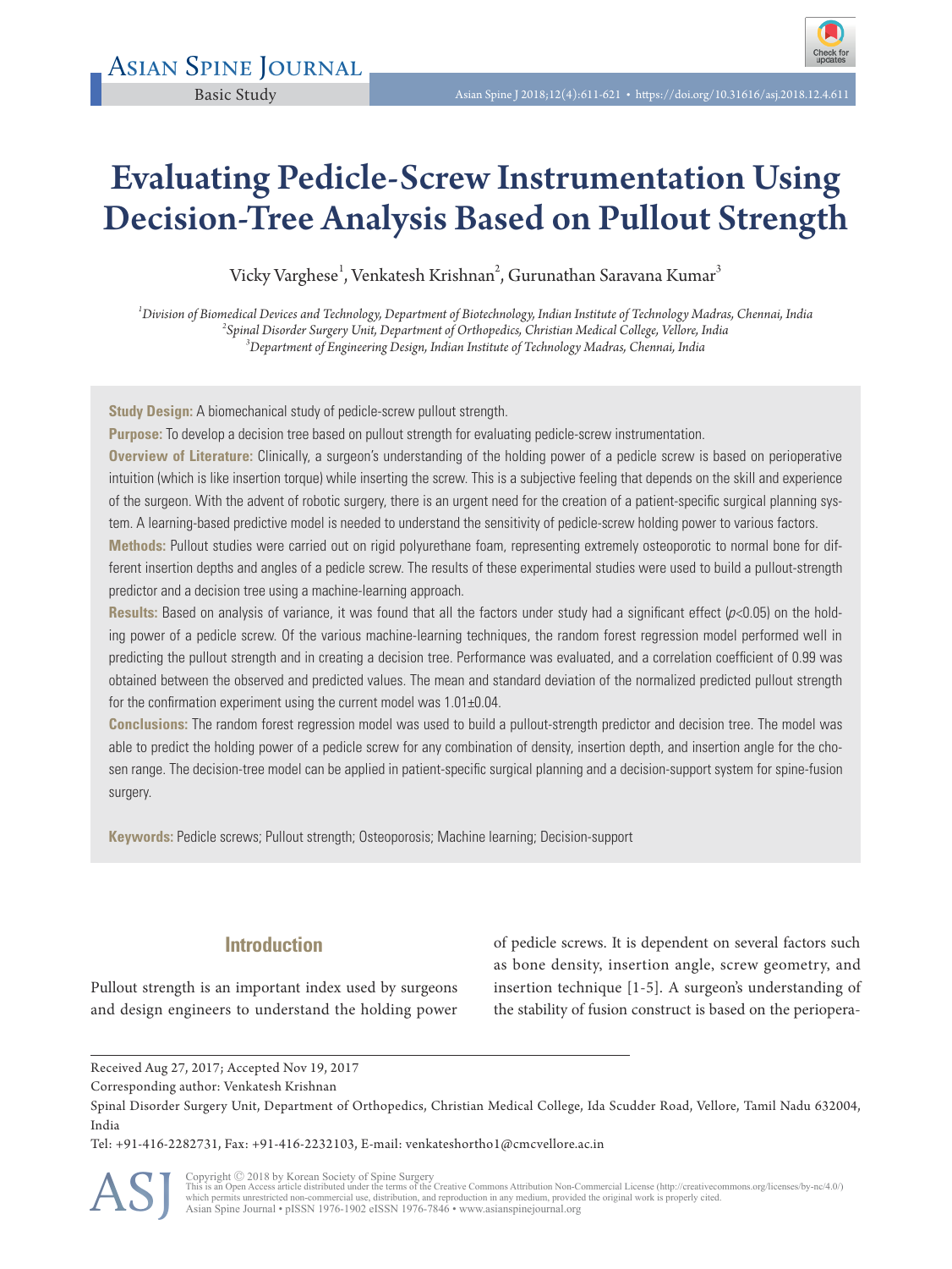Basic Study

# Evaluating Pedicle-Screw Instrumentation Using Decision-Tree Analysis Based on Pullout Strength

Vicky Varghese[1], Venkatesh Krishnan[2], Gurunathan Saravana Kumar[3]

[1]Division of Biomedical Devices and Technology, Department of Biotechnology, Indian Institute of Technology Madras, Chennai, India
[2]Spinal Disorder Surgery Unit, Department of Orthopedics, Christian Medical College, Vellore, India
[3]Department of Engineering Design, Indian Institute of Technology Madras, Chennai, India

**Study Design:** A biomechanical study of pedicle-screw pullout strength.

**Purpose:** To develop a decision tree based on pullout strength for evaluating pedicle-screw instrumentation.

**Overview of Literature:** Clinically, a surgeon's understanding of the holding power of a pedicle screw is based on perioperative intuition (which is like insertion torque) while inserting the screw. This is a subjective feeling that depends on the skill and experience of the surgeon. With the advent of robotic surgery, there is an urgent need for the creation of a patient-specific surgical planning system. A learning-based predictive model is needed to understand the sensitivity of pedicle-screw holding power to various factors.

**Methods:** Pullout studies were carried out on rigid polyurethane foam, representing extremely osteoporotic to normal bone for different insertion depths and angles of a pedicle screw. The results of these experimental studies were used to build a pullout-strength predictor and a decision tree using a machine-learning approach.

**Results:** Based on analysis of variance, it was found that all the factors under study had a significant effect ($p<0.05$) on the holding power of a pedicle screw. Of the various machine-learning techniques, the random forest regression model performed well in predicting the pullout strength and in creating a decision tree. Performance was evaluated, and a correlation coefficient of 0.99 was obtained between the observed and predicted values. The mean and standard deviation of the normalized predicted pullout strength for the confirmation experiment using the current model was 1.01±0.04.

**Conclusions:** The random forest regression model was used to build a pullout-strength predictor and decision tree. The model was able to predict the holding power of a pedicle screw for any combination of density, insertion depth, and insertion angle for the chosen range. The decision-tree model can be applied in patient-specific surgical planning and a decision-support system for spine-fusion surgery.

**Keywords:** Pedicle screws; Pullout strength; Osteoporosis; Machine learning; Decision-support

## Introduction

Pullout strength is an important index used by surgeons and design engineers to understand the holding power of pedicle screws. It is dependent on several factors such as bone density, insertion angle, screw geometry, and insertion technique [1-5]. A surgeon's understanding of the stability of fusion construct is based on the periopera-

Received Aug 27, 2017; Accepted Nov 19, 2017

Corresponding author: Venkatesh Krishnan

Spinal Disorder Surgery Unit, Department of Orthopedics, Christian Medical College, Ida Scudder Road, Vellore, Tamil Nadu 632004, India

Tel: +91-416-2282731, Fax: +91-416-2232103, E-mail: venkateshortho1@cmcvellore.ac.in

Copyright © 2018 by Korean Society of Spine Surgery
This is an Open Access article distributed under the terms of the Creative Commons Attribution Non-Commercial License (http://creativecommons.org/licenses/by-nc/4.0/) which permits unrestricted non-commercial use, distribution, and reproduction in any medium, provided the original work is properly cited.
Asian Spine Journal • pISSN 1976-1902 eISSN 1976-7846 • www.asianspinejournal.org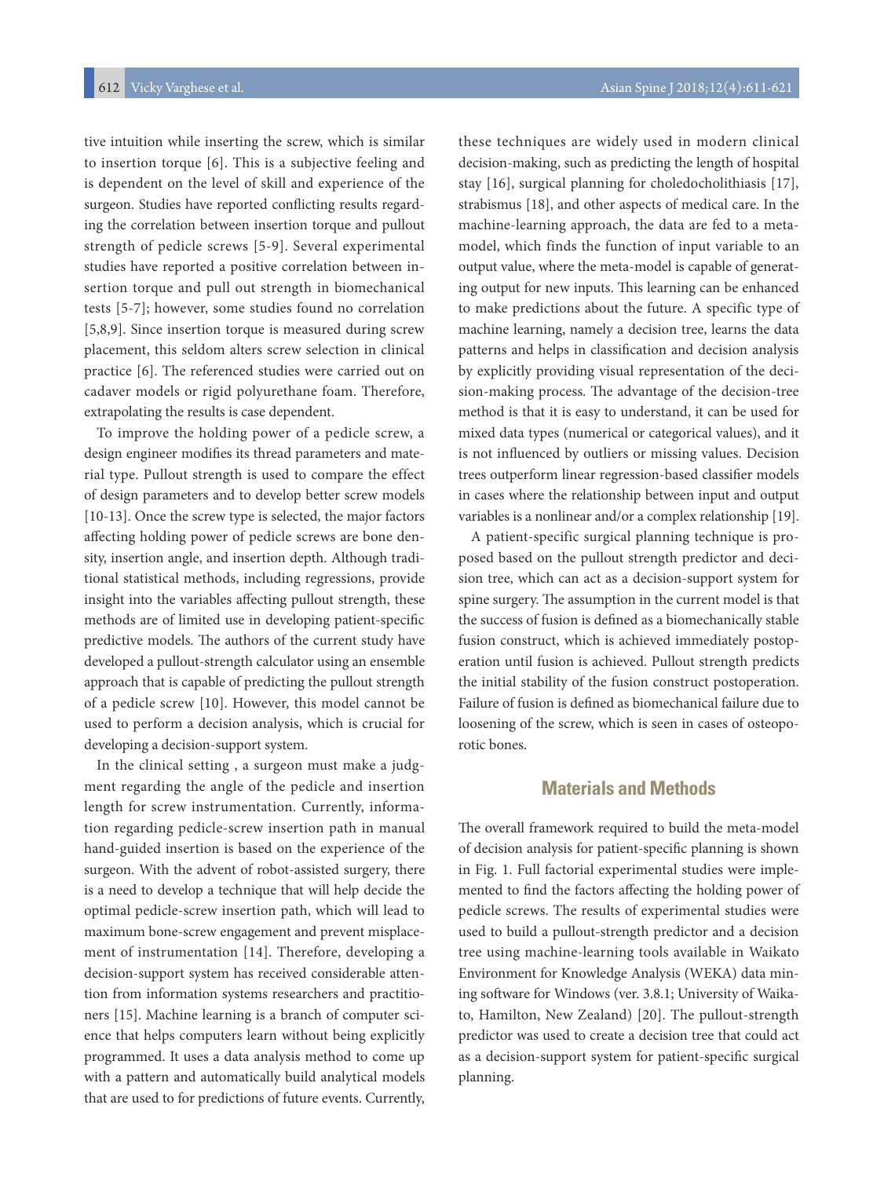tive intuition while inserting the screw, which is similar to insertion torque [6]. This is a subjective feeling and is dependent on the level of skill and experience of the surgeon. Studies have reported conflicting results regarding the correlation between insertion torque and pullout strength of pedicle screws [5-9]. Several experimental studies have reported a positive correlation between insertion torque and pull out strength in biomechanical tests [5-7]; however, some studies found no correlation [5,8,9]. Since insertion torque is measured during screw placement, this seldom alters screw selection in clinical practice [6]. The referenced studies were carried out on cadaver models or rigid polyurethane foam. Therefore, extrapolating the results is case dependent.

To improve the holding power of a pedicle screw, a design engineer modifies its thread parameters and material type. Pullout strength is used to compare the effect of design parameters and to develop better screw models [10-13]. Once the screw type is selected, the major factors affecting holding power of pedicle screws are bone density, insertion angle, and insertion depth. Although traditional statistical methods, including regressions, provide insight into the variables affecting pullout strength, these methods are of limited use in developing patient-specific predictive models. The authors of the current study have developed a pullout-strength calculator using an ensemble approach that is capable of predicting the pullout strength of a pedicle screw [10]. However, this model cannot be used to perform a decision analysis, which is crucial for developing a decision-support system.

In the clinical setting , a surgeon must make a judgment regarding the angle of the pedicle and insertion length for screw instrumentation. Currently, information regarding pedicle-screw insertion path in manual hand-guided insertion is based on the experience of the surgeon. With the advent of robot-assisted surgery, there is a need to develop a technique that will help decide the optimal pedicle-screw insertion path, which will lead to maximum bone-screw engagement and prevent misplacement of instrumentation [14]. Therefore, developing a decision-support system has received considerable attention from information systems researchers and practitioners [15]. Machine learning is a branch of computer science that helps computers learn without being explicitly programmed. It uses a data analysis method to come up with a pattern and automatically build analytical models that are used to for predictions of future events. Currently, these techniques are widely used in modern clinical decision-making, such as predicting the length of hospital stay [16], surgical planning for choledocholithiasis [17], strabismus [18], and other aspects of medical care. In the machine-learning approach, the data are fed to a meta-model, which finds the function of input variable to an output value, where the meta-model is capable of generating output for new inputs. This learning can be enhanced to make predictions about the future. A specific type of machine learning, namely a decision tree, learns the data patterns and helps in classification and decision analysis by explicitly providing visual representation of the decision-making process. The advantage of the decision-tree method is that it is easy to understand, it can be used for mixed data types (numerical or categorical values), and it is not influenced by outliers or missing values. Decision trees outperform linear regression-based classifier models in cases where the relationship between input and output variables is a nonlinear and/or a complex relationship [19].

A patient-specific surgical planning technique is proposed based on the pullout strength predictor and decision tree, which can act as a decision-support system for spine surgery. The assumption in the current model is that the success of fusion is defined as a biomechanically stable fusion construct, which is achieved immediately postoperation until fusion is achieved. Pullout strength predicts the initial stability of the fusion construct postoperation. Failure of fusion is defined as biomechanical failure due to loosening of the screw, which is seen in cases of osteoporotic bones.

## Materials and Methods

The overall framework required to build the meta-model of decision analysis for patient-specific planning is shown in Fig. 1. Full factorial experimental studies were implemented to find the factors affecting the holding power of pedicle screws. The results of experimental studies were used to build a pullout-strength predictor and a decision tree using machine-learning tools available in Waikato Environment for Knowledge Analysis (WEKA) data mining software for Windows (ver. 3.8.1; University of Waikato, Hamilton, New Zealand) [20]. The pullout-strength predictor was used to create a decision tree that could act as a decision-support system for patient-specific surgical planning.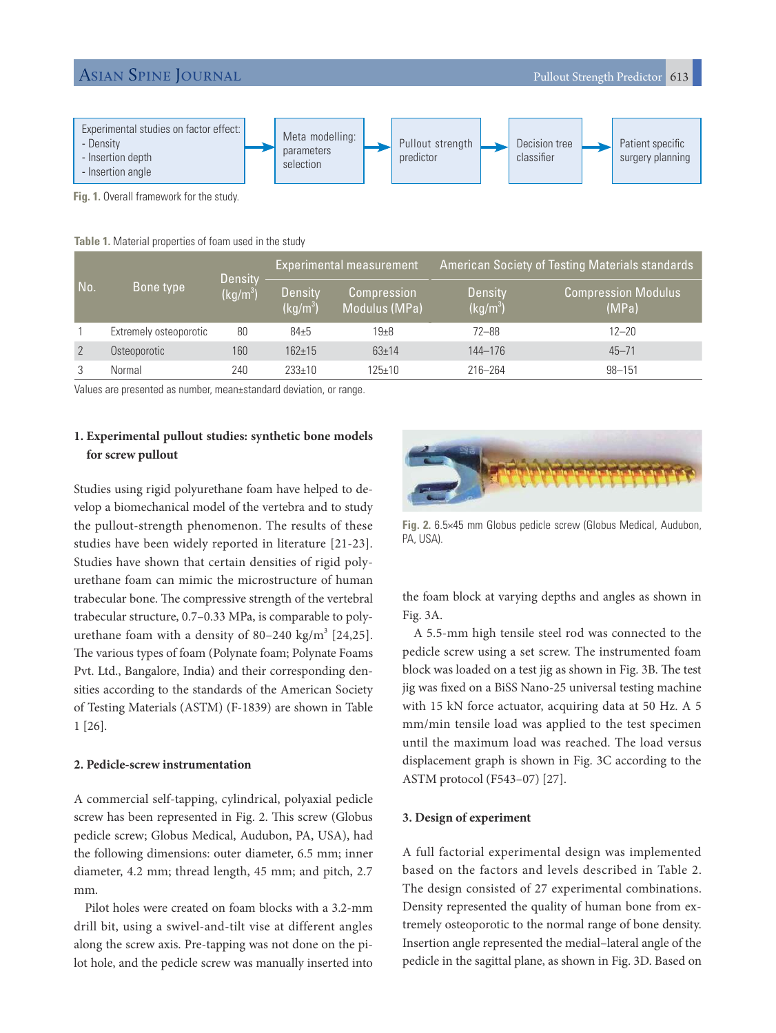Experimental studies on factor effect:
- Density
- Insertion depth
- Insertion angle

→ Meta modelling: parameters selection → Pullout strength predictor → Decision tree classifier → Patient specific surgery planning

**Fig. 1.** Overall framework for the study.

**Table 1.** Material properties of foam used in the study

| No. | Bone type | Density (kg/m$^3$) | Experimental measurement | | American Society of Testing Materials standards | |
|---|---|---|---|---|---|---|
| | | | Density (kg/m$^3$) | Compression Modulus (MPa) | Density (kg/m$^3$) | Compression Modulus (MPa) |
| 1 | Extremely osteoporotic | 80 | 84±5 | 19±8 | 72–88 | 12–20 |
| 2 | Osteoporotic | 160 | 162±15 | 63±14 | 144–176 | 45–71 |
| 3 | Normal | 240 | 233±10 | 125±10 | 216–264 | 98–151 |

Values are presented as number, mean±standard deviation, or range.

### 1. Experimental pullout studies: synthetic bone models for screw pullout

Studies using rigid polyurethane foam have helped to develop a biomechanical model of the vertebra and to study the pullout-strength phenomenon. The results of these studies have been widely reported in literature [21-23]. Studies have shown that certain densities of rigid polyurethane foam can mimic the microstructure of human trabecular bone. The compressive strength of the vertebral trabecular structure, 0.7–0.33 MPa, is comparable to polyurethane foam with a density of 80–240 kg/m$^3$ [24,25]. The various types of foam (Polynate foam; Polynate Foams Pvt. Ltd., Bangalore, India) and their corresponding densities according to the standards of the American Society of Testing Materials (ASTM) (F-1839) are shown in Table 1 [26].

### 2. Pedicle-screw instrumentation

A commercial self-tapping, cylindrical, polyaxial pedicle screw has been represented in Fig. 2. This screw (Globus pedicle screw; Globus Medical, Audubon, PA, USA), had the following dimensions: outer diameter, 6.5 mm; inner diameter, 4.2 mm; thread length, 45 mm; and pitch, 2.7 mm.

Pilot holes were created on foam blocks with a 3.2-mm drill bit, using a swivel-and-tilt vise at different angles along the screw axis. Pre-tapping was not done on the pilot hole, and the pedicle screw was manually inserted into the foam block at varying depths and angles as shown in Fig. 3A.

**Fig. 2.** 6.5×45 mm Globus pedicle screw (Globus Medical, Audubon, PA, USA).

A 5.5-mm high tensile steel rod was connected to the pedicle screw using a set screw. The instrumented foam block was loaded on a test jig as shown in Fig. 3B. The test jig was fixed on a BiSS Nano-25 universal testing machine with 15 kN force actuator, acquiring data at 50 Hz. A 5 mm/min tensile load was applied to the test specimen until the maximum load was reached. The load versus displacement graph is shown in Fig. 3C according to the ASTM protocol (F543–07) [27].

### 3. Design of experiment

A full factorial experimental design was implemented based on the factors and levels described in Table 2. The design consisted of 27 experimental combinations. Density represented the quality of human bone from extremely osteoporotic to the normal range of bone density. Insertion angle represented the medial–lateral angle of the pedicle in the sagittal plane, as shown in Fig. 3D. Based on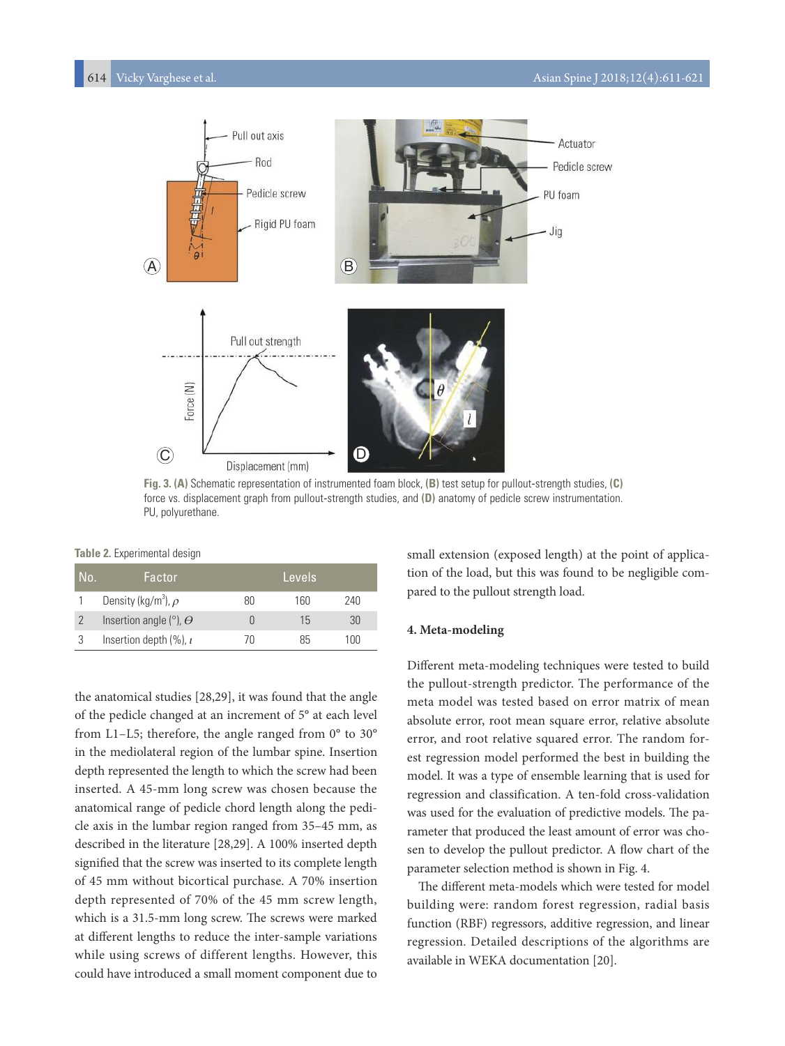Fig. 3. (A) Schematic representation of instrumented foam block, (B) test setup for pullout-strength studies, (C) force vs. displacement graph from pullout-strength studies, and (D) anatomy of pedicle screw instrumentation. PU, polyurethane.

Table 2. Experimental design

| No. | Factor | Levels | | |
|---|---|---|---|---|
| 1 | Density (kg/m$^3$), $\rho$ | 80 | 160 | 240 |
| 2 | Insertion angle (°), $\Theta$ | 0 | 15 | 30 |
| 3 | Insertion depth (%), $\iota$ | 70 | 85 | 100 |

the anatomical studies [28,29], it was found that the angle of the pedicle changed at an increment of 5° at each level from L1–L5; therefore, the angle ranged from 0° to 30° in the mediolateral region of the lumbar spine. Insertion depth represented the length to which the screw had been inserted. A 45-mm long screw was chosen because the anatomical range of pedicle chord length along the pedicle axis in the lumbar region ranged from 35–45 mm, as described in the literature [28,29]. A 100% inserted depth signified that the screw was inserted to its complete length of 45 mm without bicortical purchase. A 70% insertion depth represented of 70% of the 45 mm screw length, which is a 31.5-mm long screw. The screws were marked at different lengths to reduce the inter-sample variations while using screws of different lengths. However, this could have introduced a small moment component due to small extension (exposed length) at the point of application of the load, but this was found to be negligible compared to the pullout strength load.

#### 4. Meta-modeling

Different meta-modeling techniques were tested to build the pullout-strength predictor. The performance of the meta model was tested based on error matrix of mean absolute error, root mean square error, relative absolute error, and root relative squared error. The random forest regression model performed the best in building the model. It was a type of ensemble learning that is used for regression and classification. A ten-fold cross-validation was used for the evaluation of predictive models. The parameter that produced the least amount of error was chosen to develop the pullout predictor. A flow chart of the parameter selection method is shown in Fig. 4.

The different meta-models which were tested for model building were: random forest regression, radial basis function (RBF) regressors, additive regression, and linear regression. Detailed descriptions of the algorithms are available in WEKA documentation [20].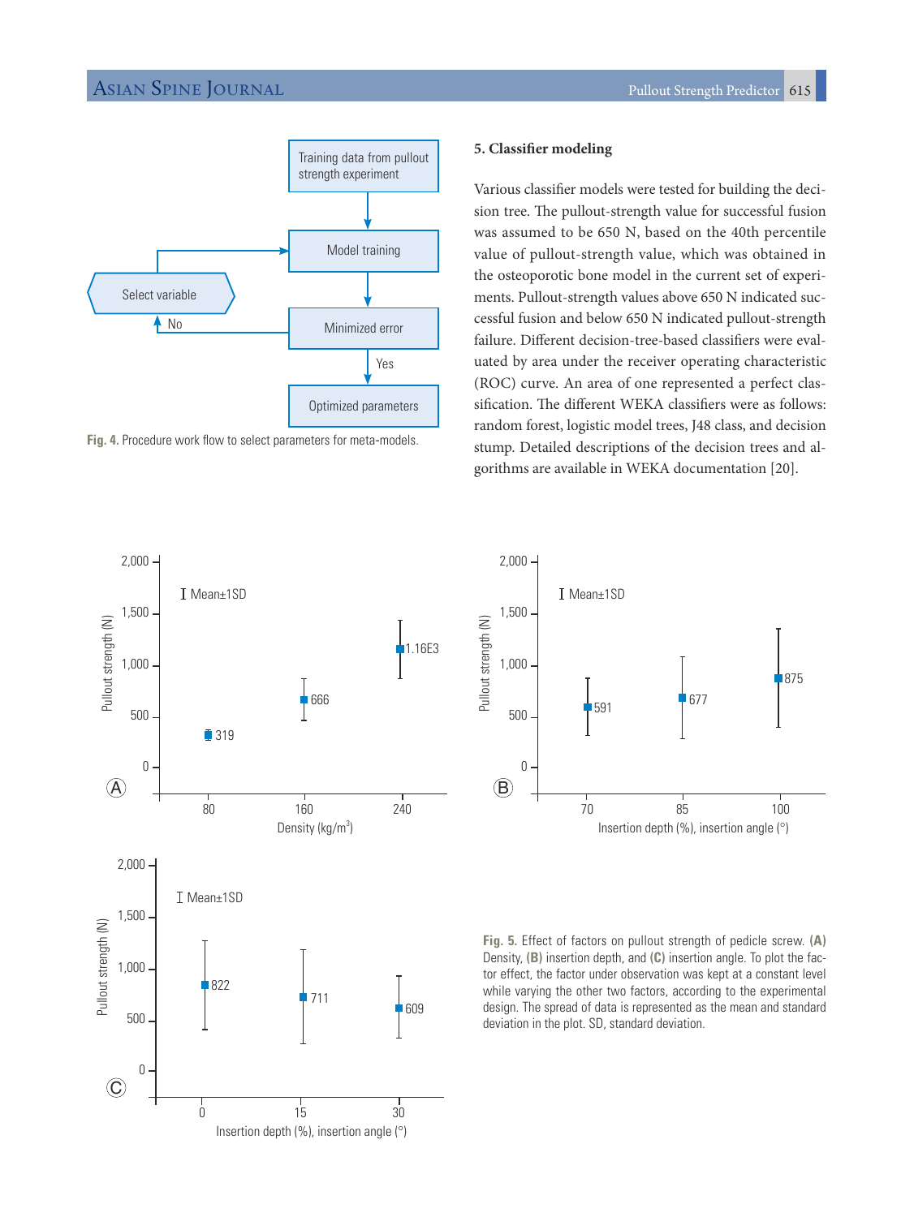Fig. 4. Procedure work flow to select parameters for meta-models.

## 5. Classifier modeling

Various classifier models were tested for building the decision tree. The pullout-strength value for successful fusion was assumed to be 650 N, based on the 40th percentile value of pullout-strength value, which was obtained in the osteoporotic bone model in the current set of experiments. Pullout-strength values above 650 N indicated successful fusion and below 650 N indicated pullout-strength failure. Different decision-tree-based classifiers were evaluated by area under the receiver operating characteristic (ROC) curve. An area of one represented a perfect classification. The different WEKA classifiers were as follows: random forest, logistic model trees, J48 class, and decision stump. Detailed descriptions of the decision trees and algorithms are available in WEKA documentation [20].

Fig. 5. Effect of factors on pullout strength of pedicle screw. **(A)** Density, **(B)** insertion depth, and **(C)** insertion angle. To plot the factor effect, the factor under observation was kept at a constant level while varying the other two factors, according to the experimental design. The spread of data is represented as the mean and standard deviation in the plot. SD, standard deviation.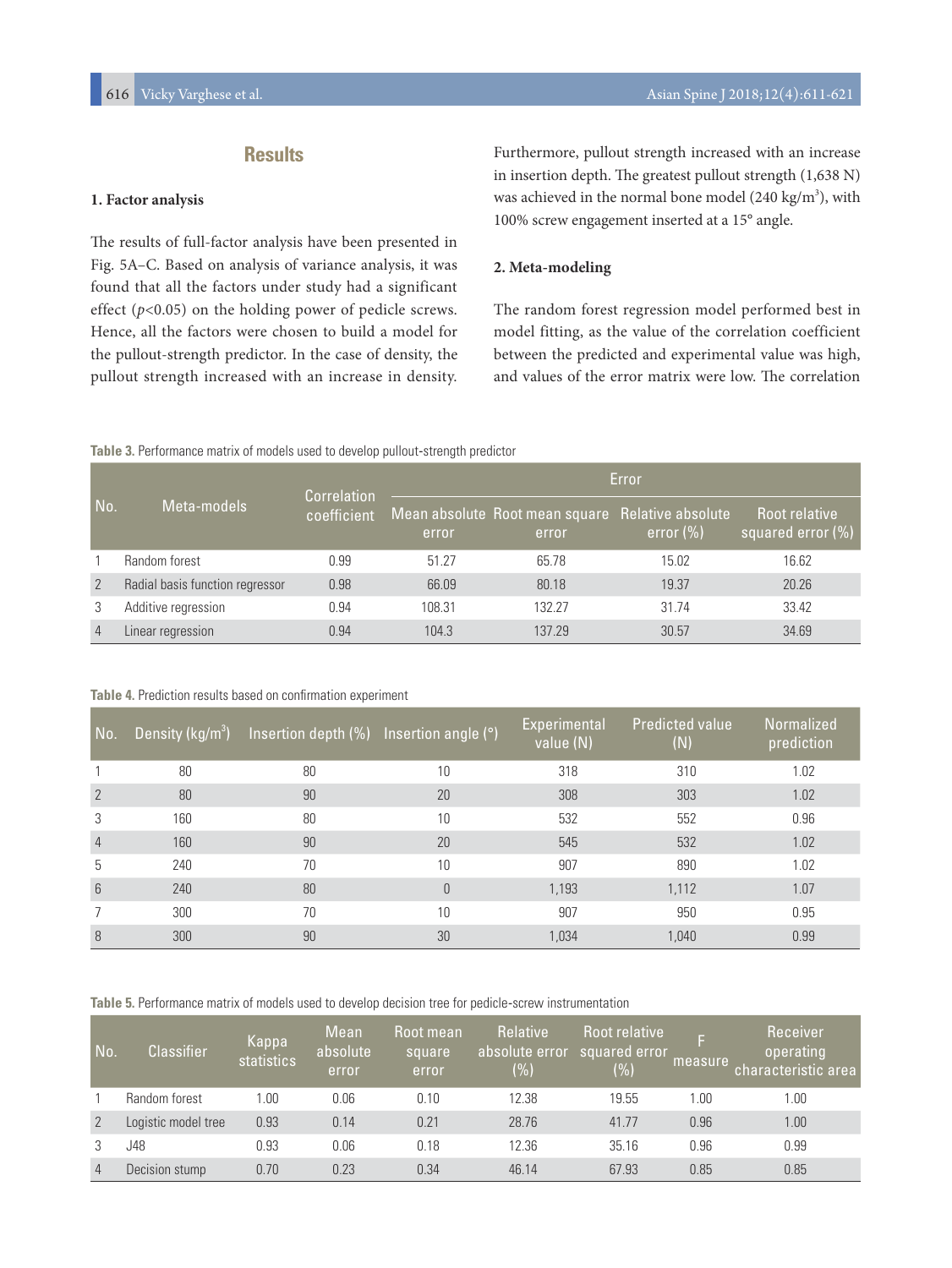## Results

### 1. Factor analysis

The results of full-factor analysis have been presented in Fig. 5A–C. Based on analysis of variance analysis, it was found that all the factors under study had a significant effect ($p$<0.05) on the holding power of pedicle screws. Hence, all the factors were chosen to build a model for the pullout-strength predictor. In the case of density, the pullout strength increased with an increase in density. Furthermore, pullout strength increased with an increase in insertion depth. The greatest pullout strength (1,638 N) was achieved in the normal bone model (240 kg/m$^3$), with 100% screw engagement inserted at a 15° angle.

### 2. Meta-modeling

The random forest regression model performed best in model fitting, as the value of the correlation coefficient between the predicted and experimental value was high, and values of the error matrix were low. The correlation

**Table 3.** Performance matrix of models used to develop pullout-strength predictor

| No. | Meta-models | Correlation coefficient | Error | | | |
|---|---|---|---|---|---|---|
| | | | Mean absolute error | Root mean square error | Relative absolute error (%) | Root relative squared error (%) |
| 1 | Random forest | 0.99 | 51.27 | 65.78 | 15.02 | 16.62 |
| 2 | Radial basis function regressor | 0.98 | 66.09 | 80.18 | 19.37 | 20.26 |
| 3 | Additive regression | 0.94 | 108.31 | 132.27 | 31.74 | 33.42 |
| 4 | Linear regression | 0.94 | 104.3 | 137.29 | 30.57 | 34.69 |

**Table 4.** Prediction results based on confirmation experiment

| No. | Density (kg/m$^3$) | Insertion depth (%) | Insertion angle (°) | Experimental value (N) | Predicted value (N) | Normalized prediction |
|---|---|---|---|---|---|---|
| 1 | 80 | 80 | 10 | 318 | 310 | 1.02 |
| 2 | 80 | 90 | 20 | 308 | 303 | 1.02 |
| 3 | 160 | 80 | 10 | 532 | 552 | 0.96 |
| 4 | 160 | 90 | 20 | 545 | 532 | 1.02 |
| 5 | 240 | 70 | 10 | 907 | 890 | 1.02 |
| 6 | 240 | 80 | 0 | 1,193 | 1,112 | 1.07 |
| 7 | 300 | 70 | 10 | 907 | 950 | 0.95 |
| 8 | 300 | 90 | 30 | 1,034 | 1,040 | 0.99 |

**Table 5.** Performance matrix of models used to develop decision tree for pedicle-screw instrumentation

| No. | Classifier | Kappa statistics | Mean absolute error | Root mean square error | Relative absolute error (%) | Root relative squared error (%) | F measure | Receiver operating characteristic area |
|---|---|---|---|---|---|---|---|---|
| 1 | Random forest | 1.00 | 0.06 | 0.10 | 12.38 | 19.55 | 1.00 | 1.00 |
| 2 | Logistic model tree | 0.93 | 0.14 | 0.21 | 28.76 | 41.77 | 0.96 | 1.00 |
| 3 | J48 | 0.93 | 0.06 | 0.18 | 12.36 | 35.16 | 0.96 | 0.99 |
| 4 | Decision stump | 0.70 | 0.23 | 0.34 | 46.14 | 67.93 | 0.85 | 0.85 |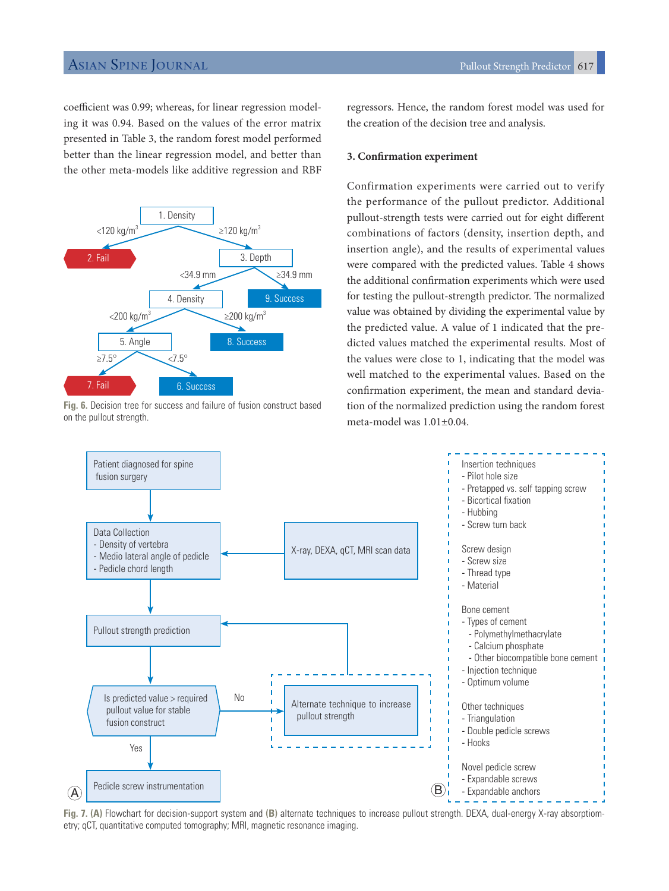coefficient was 0.99; whereas, for linear regression modeling it was 0.94. Based on the values of the error matrix presented in Table 3, the random forest model performed better than the linear regression model, and better than the other meta-models like additive regression and RBF regressors. Hence, the random forest model was used for the creation of the decision tree and analysis.

Fig. 6. Decision tree for success and failure of fusion construct based on the pullout strength.

### 3. Confirmation experiment

Confirmation experiments were carried out to verify the performance of the pullout predictor. Additional pullout-strength tests were carried out for eight different combinations of factors (density, insertion depth, and insertion angle), and the results of experimental values were compared with the predicted values. Table 4 shows the additional confirmation experiments which were used for testing the pullout-strength predictor. The normalized value was obtained by dividing the experimental value by the predicted value. A value of 1 indicated that the predicted values matched the experimental results. Most of the values were close to 1, indicating that the model was well matched to the experimental values. Based on the confirmation experiment, the mean and standard deviation of the normalized prediction using the random forest meta-model was 1.01±0.04.

Fig. 7. (A) Flowchart for decision-support system and (B) alternate techniques to increase pullout strength. DEXA, dual-energy X-ray absorptiometry; qCT, quantitative computed tomography; MRI, magnetic resonance imaging.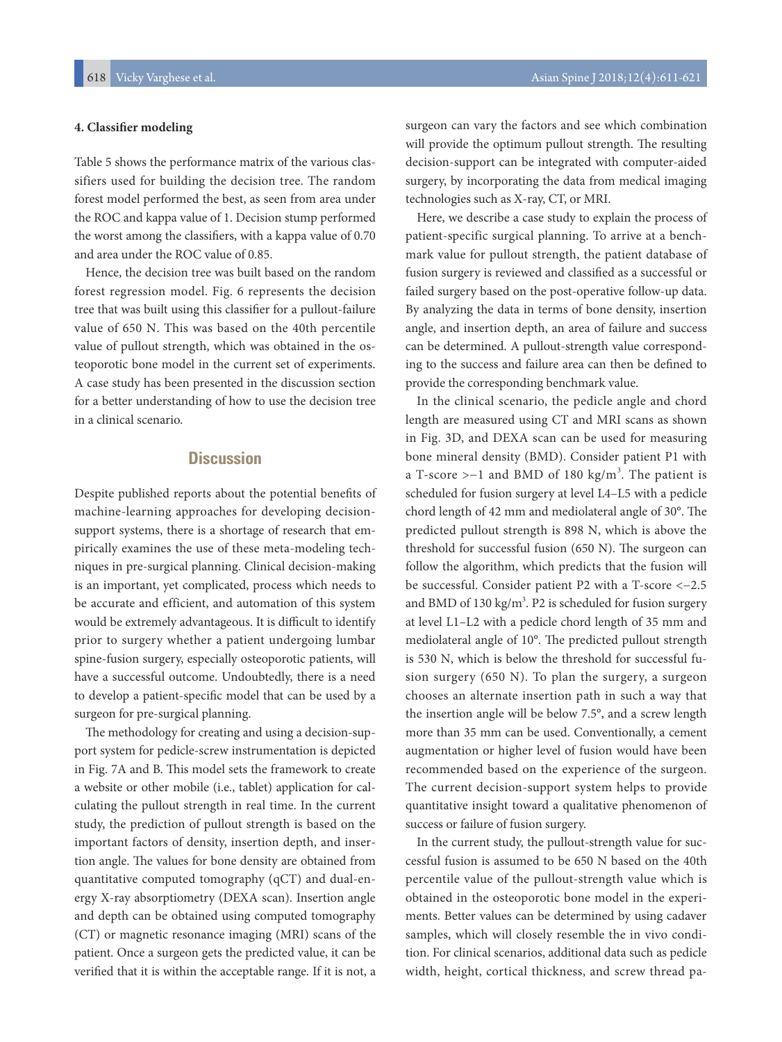### 4. Classifier modeling

Table 5 shows the performance matrix of the various classifiers used for building the decision tree. The random forest model performed the best, as seen from area under the ROC and kappa value of 1. Decision stump performed the worst among the classifiers, with a kappa value of 0.70 and area under the ROC value of 0.85.

Hence, the decision tree was built based on the random forest regression model. Fig. 6 represents the decision tree that was built using this classifier for a pullout-failure value of 650 N. This was based on the 40th percentile value of pullout strength, which was obtained in the osteoporotic bone model in the current set of experiments. A case study has been presented in the discussion section for a better understanding of how to use the decision tree in a clinical scenario.

## Discussion

Despite published reports about the potential benefits of machine-learning approaches for developing decision-support systems, there is a shortage of research that empirically examines the use of these meta-modeling techniques in pre-surgical planning. Clinical decision-making is an important, yet complicated, process which needs to be accurate and efficient, and automation of this system would be extremely advantageous. It is difficult to identify prior to surgery whether a patient undergoing lumbar spine-fusion surgery, especially osteoporotic patients, will have a successful outcome. Undoubtedly, there is a need to develop a patient-specific model that can be used by a surgeon for pre-surgical planning.

The methodology for creating and using a decision-support system for pedicle-screw instrumentation is depicted in Fig. 7A and B. This model sets the framework to create a website or other mobile (i.e., tablet) application for calculating the pullout strength in real time. In the current study, the prediction of pullout strength is based on the important factors of density, insertion depth, and insertion angle. The values for bone density are obtained from quantitative computed tomography (qCT) and dual-energy X-ray absorptiometry (DEXA scan). Insertion angle and depth can be obtained using computed tomography (CT) or magnetic resonance imaging (MRI) scans of the patient. Once a surgeon gets the predicted value, it can be verified that it is within the acceptable range. If it is not, a surgeon can vary the factors and see which combination will provide the optimum pullout strength. The resulting decision-support can be integrated with computer-aided surgery, by incorporating the data from medical imaging technologies such as X-ray, CT, or MRI.

Here, we describe a case study to explain the process of patient-specific surgical planning. To arrive at a benchmark value for pullout strength, the patient database of fusion surgery is reviewed and classified as a successful or failed surgery based on the post-operative follow-up data. By analyzing the data in terms of bone density, insertion angle, and insertion depth, an area of failure and success can be determined. A pullout-strength value corresponding to the success and failure area can then be defined to provide the corresponding benchmark value.

In the clinical scenario, the pedicle angle and chord length are measured using CT and MRI scans as shown in Fig. 3D, and DEXA scan can be used for measuring bone mineral density (BMD). Consider patient P1 with a T-score $>-1$ and BMD of 180 $kg/m^3$. The patient is scheduled for fusion surgery at level L4–L5 with a pedicle chord length of 42 mm and mediolateral angle of 30°. The predicted pullout strength is 898 N, which is above the threshold for successful fusion (650 N). The surgeon can follow the algorithm, which predicts that the fusion will be successful. Consider patient P2 with a T-score $<-2.5$ and BMD of 130 $kg/m^3$. P2 is scheduled for fusion surgery at level L1–L2 with a pedicle chord length of 35 mm and mediolateral angle of 10°. The predicted pullout strength is 530 N, which is below the threshold for successful fusion surgery (650 N). To plan the surgery, a surgeon chooses an alternate insertion path in such a way that the insertion angle will be below 7.5°, and a screw length more than 35 mm can be used. Conventionally, a cement augmentation or higher level of fusion would have been recommended based on the experience of the surgeon. The current decision-support system helps to provide quantitative insight toward a qualitative phenomenon of success or failure of fusion surgery.

In the current study, the pullout-strength value for successful fusion is assumed to be 650 N based on the 40th percentile value of the pullout-strength value which is obtained in the osteoporotic bone model in the experiments. Better values can be determined by using cadaver samples, which will closely resemble the in vivo condition. For clinical scenarios, additional data such as pedicle width, height, cortical thickness, and screw thread pa-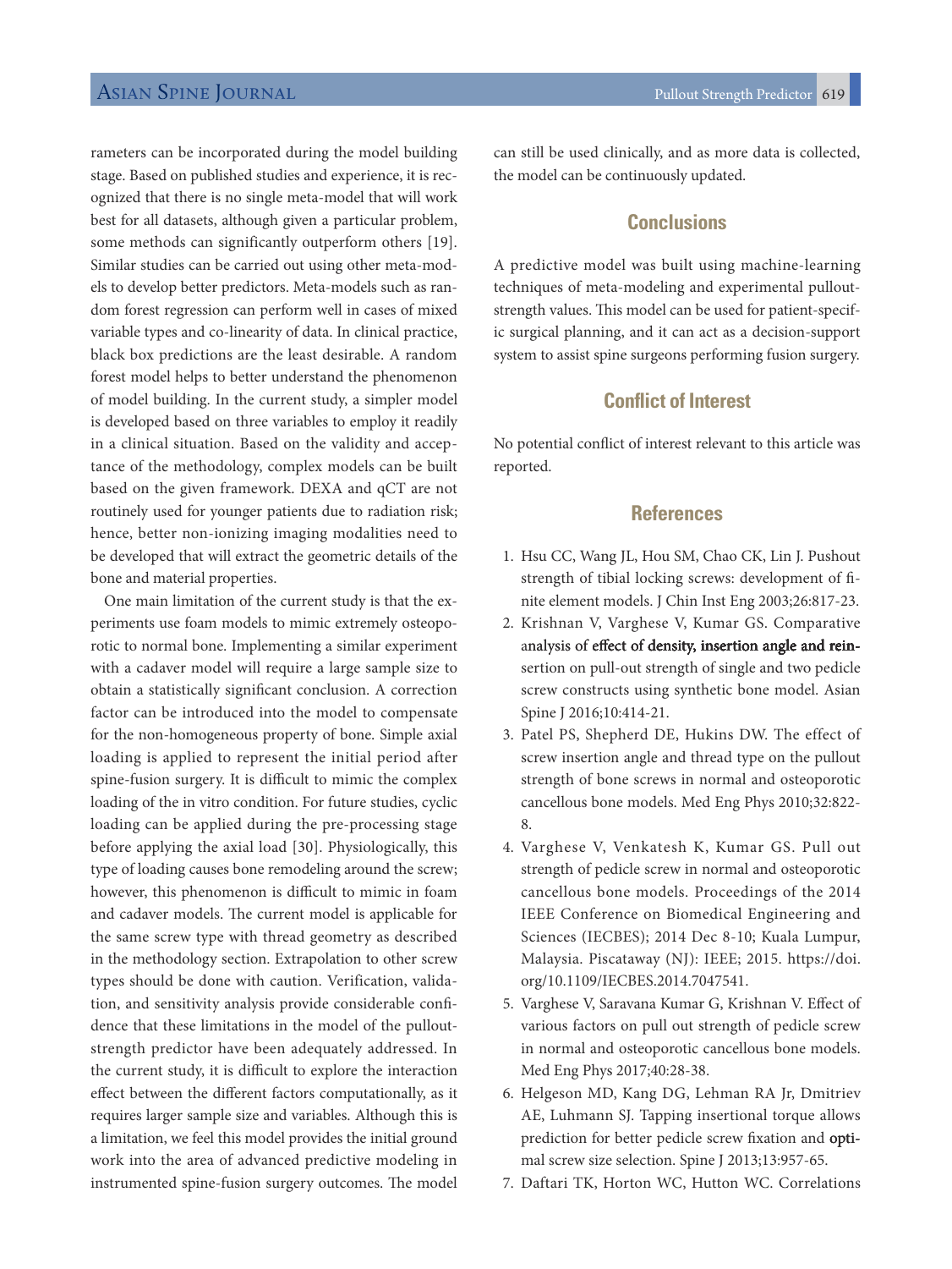rameters can be incorporated during the model building stage. Based on published studies and experience, it is recognized that there is no single meta-model that will work best for all datasets, although given a particular problem, some methods can significantly outperform others [19]. Similar studies can be carried out using other meta-models to develop better predictors. Meta-models such as random forest regression can perform well in cases of mixed variable types and co-linearity of data. In clinical practice, black box predictions are the least desirable. A random forest model helps to better understand the phenomenon of model building. In the current study, a simpler model is developed based on three variables to employ it readily in a clinical situation. Based on the validity and acceptance of the methodology, complex models can be built based on the given framework. DEXA and qCT are not routinely used for younger patients due to radiation risk; hence, better non-ionizing imaging modalities need to be developed that will extract the geometric details of the bone and material properties.

One main limitation of the current study is that the experiments use foam models to mimic extremely osteoporotic to normal bone. Implementing a similar experiment with a cadaver model will require a large sample size to obtain a statistically significant conclusion. A correction factor can be introduced into the model to compensate for the non-homogeneous property of bone. Simple axial loading is applied to represent the initial period after spine-fusion surgery. It is difficult to mimic the complex loading of the in vitro condition. For future studies, cyclic loading can be applied during the pre-processing stage before applying the axial load [30]. Physiologically, this type of loading causes bone remodeling around the screw; however, this phenomenon is difficult to mimic in foam and cadaver models. The current model is applicable for the same screw type with thread geometry as described in the methodology section. Extrapolation to other screw types should be done with caution. Verification, validation, and sensitivity analysis provide considerable confidence that these limitations in the model of the pullout-strength predictor have been adequately addressed. In the current study, it is difficult to explore the interaction effect between the different factors computationally, as it requires larger sample size and variables. Although this is a limitation, we feel this model provides the initial ground work into the area of advanced predictive modeling in instrumented spine-fusion surgery outcomes. The model can still be used clinically, and as more data is collected, the model can be continuously updated.

## Conclusions

A predictive model was built using machine-learning techniques of meta-modeling and experimental pullout-strength values. This model can be used for patient-specific surgical planning, and it can act as a decision-support system to assist spine surgeons performing fusion surgery.

## Conflict of Interest

No potential conflict of interest relevant to this article was reported.

## References

1. Hsu CC, Wang JL, Hou SM, Chao CK, Lin J. Pushout strength of tibial locking screws: development of finite element models. J Chin Inst Eng 2003;26:817-23.
2. Krishnan V, Varghese V, Kumar GS. Comparative analysis of effect of density, insertion angle and reinsertion on pull-out strength of single and two pedicle screw constructs using synthetic bone model. Asian Spine J 2016;10:414-21.
3. Patel PS, Shepherd DE, Hukins DW. The effect of screw insertion angle and thread type on the pullout strength of bone screws in normal and osteoporotic cancellous bone models. Med Eng Phys 2010;32:822-8.
4. Varghese V, Venkatesh K, Kumar GS. Pull out strength of pedicle screw in normal and osteoporotic cancellous bone models. Proceedings of the 2014 IEEE Conference on Biomedical Engineering and Sciences (IECBES); 2014 Dec 8-10; Kuala Lumpur, Malaysia. Piscataway (NJ): IEEE; 2015. https://doi.org/10.1109/IECBES.2014.7047541.
5. Varghese V, Saravana Kumar G, Krishnan V. Effect of various factors on pull out strength of pedicle screw in normal and osteoporotic cancellous bone models. Med Eng Phys 2017;40:28-38.
6. Helgeson MD, Kang DG, Lehman RA Jr, Dmitriev AE, Luhmann SJ. Tapping insertional torque allows prediction for better pedicle screw fixation and optimal screw size selection. Spine J 2013;13:957-65.
7. Daftari TK, Horton WC, Hutton WC. Correlations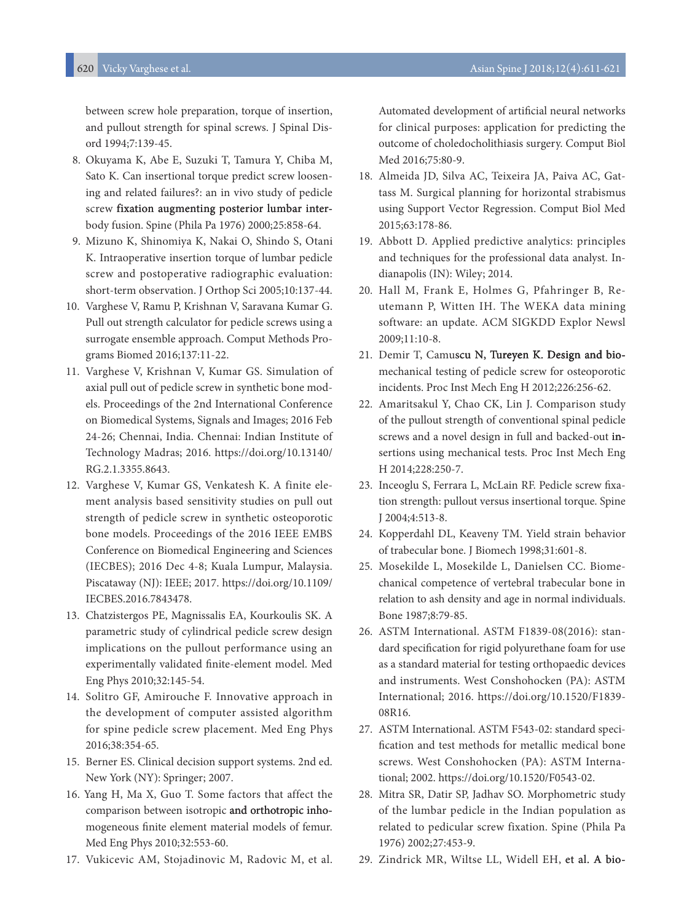between screw hole preparation, torque of insertion, and pullout strength for spinal screws. J Spinal Disord 1994;7:139-45.

8. Okuyama K, Abe E, Suzuki T, Tamura Y, Chiba M, Sato K. Can insertional torque predict screw loosening and related failures?: an in vivo study of pedicle screw fixation augmenting posterior lumbar interbody fusion. Spine (Phila Pa 1976) 2000;25:858-64.
9. Mizuno K, Shinomiya K, Nakai O, Shindo S, Otani K. Intraoperative insertion torque of lumbar pedicle screw and postoperative radiographic evaluation: short-term observation. J Orthop Sci 2005;10:137-44.
10. Varghese V, Ramu P, Krishnan V, Saravana Kumar G. Pull out strength calculator for pedicle screws using a surrogate ensemble approach. Comput Methods Programs Biomed 2016;137:11-22.
11. Varghese V, Krishnan V, Kumar GS. Simulation of axial pull out of pedicle screw in synthetic bone models. Proceedings of the 2nd International Conference on Biomedical Systems, Signals and Images; 2016 Feb 24-26; Chennai, India. Chennai: Indian Institute of Technology Madras; 2016. https://doi.org/10.13140/RG.2.1.3355.8643.
12. Varghese V, Kumar GS, Venkatesh K. A finite element analysis based sensitivity studies on pull out strength of pedicle screw in synthetic osteoporotic bone models. Proceedings of the 2016 IEEE EMBS Conference on Biomedical Engineering and Sciences (IECBES); 2016 Dec 4-8; Kuala Lumpur, Malaysia. Piscataway (NJ): IEEE; 2017. https://doi.org/10.1109/IECBES.2016.7843478.
13. Chatzistergos PE, Magnissalis EA, Kourkoulis SK. A parametric study of cylindrical pedicle screw design implications on the pullout performance using an experimentally validated finite-element model. Med Eng Phys 2010;32:145-54.
14. Solitro GF, Amirouche F. Innovative approach in the development of computer assisted algorithm for spine pedicle screw placement. Med Eng Phys 2016;38:354-65.
15. Berner ES. Clinical decision support systems. 2nd ed. New York (NY): Springer; 2007.
16. Yang H, Ma X, Guo T. Some factors that affect the comparison between isotropic and orthotropic inhomogeneous finite element material models of femur. Med Eng Phys 2010;32:553-60.
17. Vukicevic AM, Stojadinovic M, Radovic M, et al. Automated development of artificial neural networks for clinical purposes: application for predicting the outcome of choledocholithiasis surgery. Comput Biol Med 2016;75:80-9.
18. Almeida JD, Silva AC, Teixeira JA, Paiva AC, Gattass M. Surgical planning for horizontal strabismus using Support Vector Regression. Comput Biol Med 2015;63:178-86.
19. Abbott D. Applied predictive analytics: principles and techniques for the professional data analyst. Indianapolis (IN): Wiley; 2014.
20. Hall M, Frank E, Holmes G, Pfahringer B, Reutemann P, Witten IH. The WEKA data mining software: an update. ACM SIGKDD Explor Newsl 2009;11:10-8.
21. Demir T, Camuscu N, Tureyen K. Design and biomechanical testing of pedicle screw for osteoporotic incidents. Proc Inst Mech Eng H 2012;226:256-62.
22. Amaritsakul Y, Chao CK, Lin J. Comparison study of the pullout strength of conventional spinal pedicle screws and a novel design in full and backed-out insertions using mechanical tests. Proc Inst Mech Eng H 2014;228:250-7.
23. Inceoglu S, Ferrara L, McLain RF. Pedicle screw fixation strength: pullout versus insertional torque. Spine J 2004;4:513-8.
24. Kopperdahl DL, Keaveny TM. Yield strain behavior of trabecular bone. J Biomech 1998;31:601-8.
25. Mosekilde L, Mosekilde L, Danielsen CC. Biomechanical competence of vertebral trabecular bone in relation to ash density and age in normal individuals. Bone 1987;8:79-85.
26. ASTM International. ASTM F1839-08(2016): standard specification for rigid polyurethane foam for use as a standard material for testing orthopaedic devices and instruments. West Conshohocken (PA): ASTM International; 2016. https://doi.org/10.1520/F1839-08R16.
27. ASTM International. ASTM F543-02: standard specification and test methods for metallic medical bone screws. West Conshohocken (PA): ASTM International; 2002. https://doi.org/10.1520/F0543-02.
28. Mitra SR, Datir SP, Jadhav SO. Morphometric study of the lumbar pedicle in the Indian population as related to pedicular screw fixation. Spine (Phila Pa 1976) 2002;27:453-9.
29. Zindrick MR, Wiltse LL, Widell EH, et al. A bio-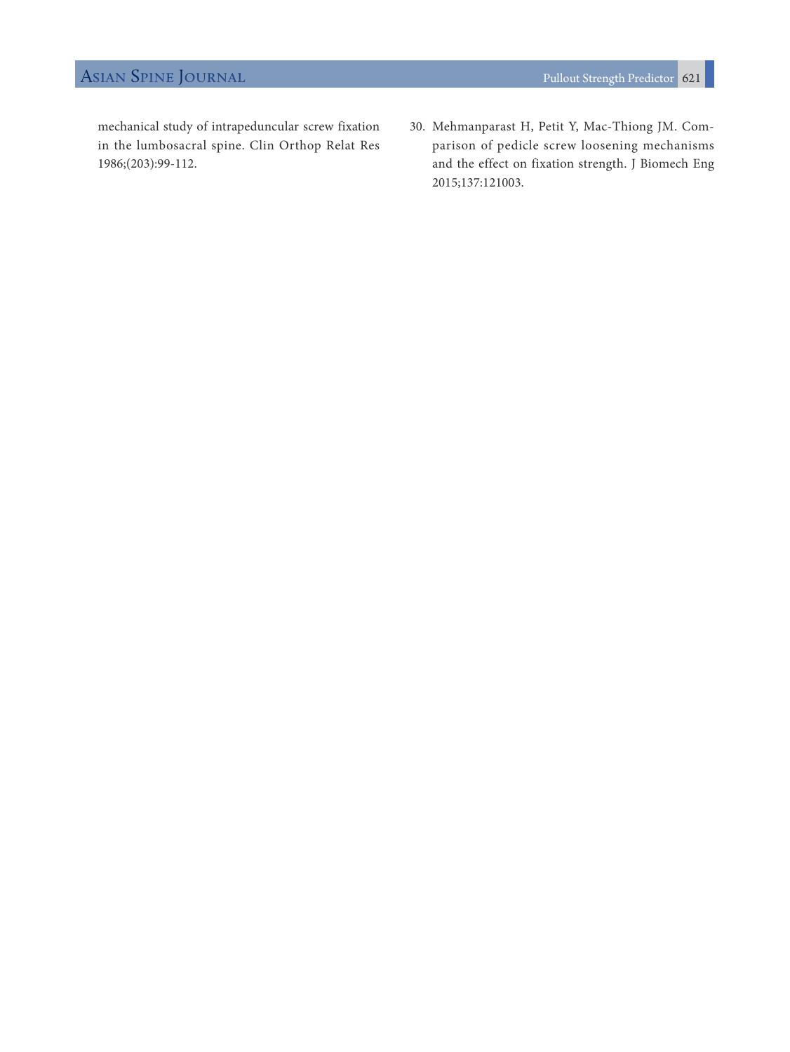mechanical study of intrapeduncular screw fixation in the lumbosacral spine. Clin Orthop Relat Res 1986;(203):99-112.

30. Mehmanparast H, Petit Y, Mac-Thiong JM. Comparison of pedicle screw loosening mechanisms and the effect on fixation strength. J Biomech Eng 2015;137:121003.